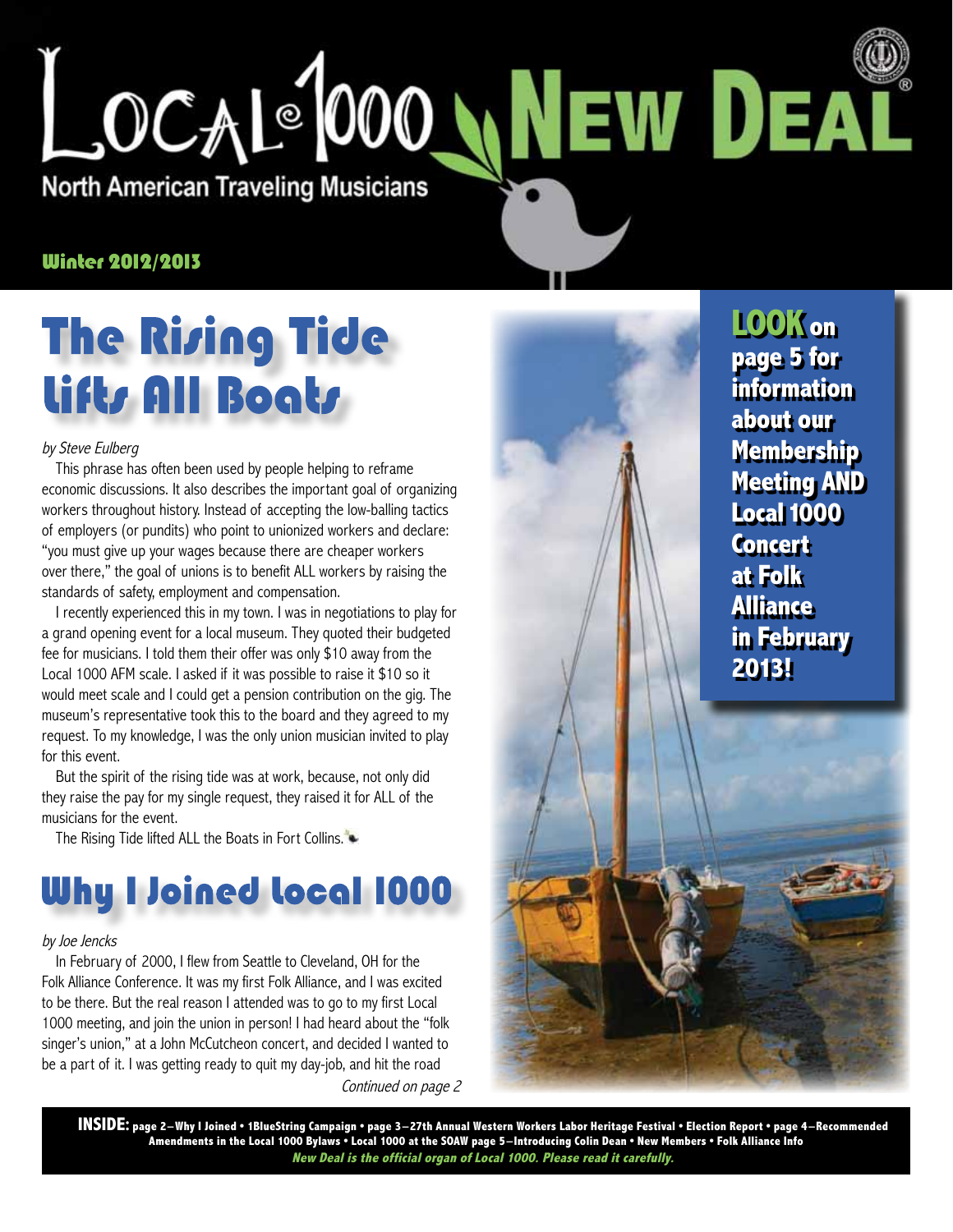# Local 1000 New Deal

North American Traveling Musicians

**Winter 2012/2013**

## The Rising Tide Lifts All Boats

*by Steve Eulberg*

This phrase has often been used by people helping to reframe economic discussions. It also describes the important goal of organizing workers throughout history. Instead of accepting the low-balling tactics of employers (or pundits) who point to unionized workers and declare: "you must give up your wages because there are cheaper workers over there," the goal of unions is to benefit ALL workers by raising the standards of safety, employment and compensation.

I recently experienced this in my town. I was in negotiations to play for a grand opening event for a local museum. They quoted their budgeted fee for musicians. I told them their offer was only $10 away from the Local 1000 AFM scale. I asked if it was possible to raise it $10 so it would meet scale and I could get a pension contribution on the gig. The museum's representative took this to the board and they agreed to my request. To my knowledge, I was the only union musician invited to play for this event.

But the spirit of the rising tide was at work, because, not only did they raise the pay for my single request, they raised it for ALL of the musicians for the event.

The Rising Tide lifted ALL the Boats in Fort Collins.

## Why I Joined Local 1000

*by Joe Jencks*

In February of 2000, I flew from Seattle to Cleveland, OH for the Folk Alliance Conference. It was my first Folk Alliance, and I was excited to be there. But the real reason I attended was to go to my first Local 1000 meeting, and join the union in person! I had heard about the "folk singer's union," at a John McCutcheon concert, and decided I wanted to be a part of it. I was getting ready to quit my day-job, and hit the road

*Continued on page 2*

**LOOK on page 5 for information about our Membership Meeting AND Local 1000 Concert at Folk Alliance in February 2013!**

**INSIDE:** page 2–Why I Joined • 1BlueString Campaign • page 3–27th Annual Western Workers Labor Heritage Festival • Election Report • page 4–Recommended Amendments in the Local 1000 Bylaws • Local 1000 at the SOAW page 5–Introducing Colin Dean • New Members • Folk Alliance Info

***New Deal is the official organ of Local 1000. Please read it carefully.***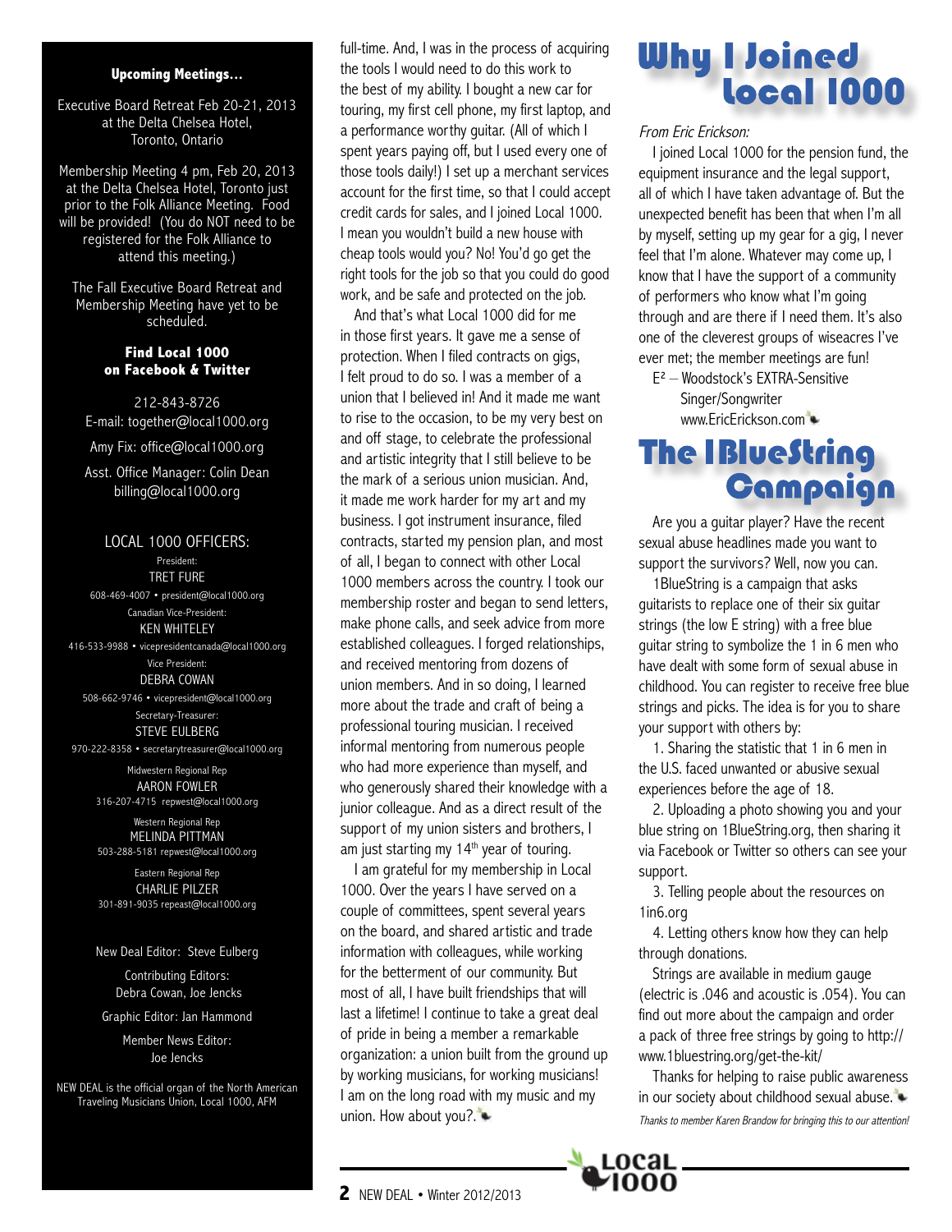**Upcoming Meetings...**

Executive Board Retreat Feb 20-21, 2013 at the Delta Chelsea Hotel, Toronto, Ontario

Membership Meeting 4 pm, Feb 20, 2013 at the Delta Chelsea Hotel, Toronto just prior to the Folk Alliance Meeting. Food will be provided! (You do NOT need to be registered for the Folk Alliance to attend this meeting.)

The Fall Executive Board Retreat and Membership Meeting have yet to be scheduled.

**Find Local 1000 on Facebook & Twitter**

212-843-8726
E-mail: together@local1000.org

Amy Fix: office@local1000.org

Asst. Office Manager: Colin Dean
billing@local1000.org

LOCAL 1000 OFFICERS:

President:
TRET FURE
608-469-4007 • president@local1000.org

Canadian Vice-President:
KEN WHITELEY
416-533-9988 • vicepresidentcanada@local1000.org

Vice President:
DEBRA COWAN
508-662-9746 • vicepresident@local1000.org

Secretary-Treasurer:
STEVE EULBERG
970-222-8358 • secretarytreasurer@local1000.org

Midwestern Regional Rep
AARON FOWLER
316-207-4715 repwest@local1000.org

Western Regional Rep
MELINDA PITTMAN
503-288-5181 repwest@local1000.org

Eastern Regional Rep
CHARLIE PILZER
301-891-9035 repeast@local1000.org

New Deal Editor: Steve Eulberg

Contributing Editors:
Debra Cowan, Joe Jencks

Graphic Editor: Jan Hammond

Member News Editor:
Joe Jencks

NEW DEAL is the official organ of the North American Traveling Musicians Union, Local 1000, AFM

full-time. And, I was in the process of acquiring the tools I would need to do this work to the best of my ability. I bought a new car for touring, my first cell phone, my first laptop, and a performance worthy guitar. (All of which I spent years paying off, but I used every one of those tools daily!) I set up a merchant services account for the first time, so that I could accept credit cards for sales, and I joined Local 1000. I mean you wouldn't build a new house with cheap tools would you? No! You'd go get the right tools for the job so that you could do good work, and be safe and protected on the job.

And that's what Local 1000 did for me in those first years. It gave me a sense of protection. When I filed contracts on gigs, I felt proud to do so. I was a member of a union that I believed in! And it made me want to rise to the occasion, to be my very best on and off stage, to celebrate the professional and artistic integrity that I still believe to be the mark of a serious union musician. And, it made me work harder for my art and my business. I got instrument insurance, filed contracts, started my pension plan, and most of all, I began to connect with other Local 1000 members across the country. I took our membership roster and began to send letters, make phone calls, and seek advice from more established colleagues. I forged relationships, and received mentoring from dozens of union members. And in so doing, I learned more about the trade and craft of being a professional touring musician. I received informal mentoring from numerous people who had more experience than myself, and who generously shared their knowledge with a junior colleague. And as a direct result of the support of my union sisters and brothers, I am just starting my 14th year of touring.

I am grateful for my membership in Local 1000. Over the years I have served on a couple of committees, spent several years on the board, and shared artistic and trade information with colleagues, while working for the betterment of our community. But most of all, I have built friendships that will last a lifetime! I continue to take a great deal of pride in being a member a remarkable organization: a union built from the ground up by working musicians, for working musicians! I am on the long road with my music and my union. How about you?.

# Why I Joined Local 1000

*From Eric Erickson:*

I joined Local 1000 for the pension fund, the equipment insurance and the legal support, all of which I have taken advantage of. But the unexpected benefit has been that when I'm all by myself, setting up my gear for a gig, I never feel that I'm alone. Whatever may come up, I know that I have the support of a community of performers who know what I'm going through and are there if I need them. It's also one of the cleverest groups of wiseacres I've ever met; the member meetings are fun!

E² – Woodstock's EXTRA-Sensitive Singer/Songwriter
www.EricErickson.com

# The 1BlueString Campaign

Are you a guitar player? Have the recent sexual abuse headlines made you want to support the survivors? Well, now you can.

1BlueString is a campaign that asks guitarists to replace one of their six guitar strings (the low E string) with a free blue guitar string to symbolize the 1 in 6 men who have dealt with some form of sexual abuse in childhood. You can register to receive free blue strings and picks. The idea is for you to share your support with others by:

1. Sharing the statistic that 1 in 6 men in the U.S. faced unwanted or abusive sexual experiences before the age of 18.
2. Uploading a photo showing you and your blue string on 1BlueString.org, then sharing it via Facebook or Twitter so others can see your support.
3. Telling people about the resources on 1in6.org
4. Letting others know how they can help through donations.

Strings are available in medium gauge (electric is .046 and acoustic is .054). You can find out more about the campaign and order a pack of three free strings by going to http://www.1bluestring.org/get-the-kit/

Thanks for helping to raise public awareness in our society about childhood sexual abuse.

*Thanks to member Karen Brandow for bringing this to our attention!*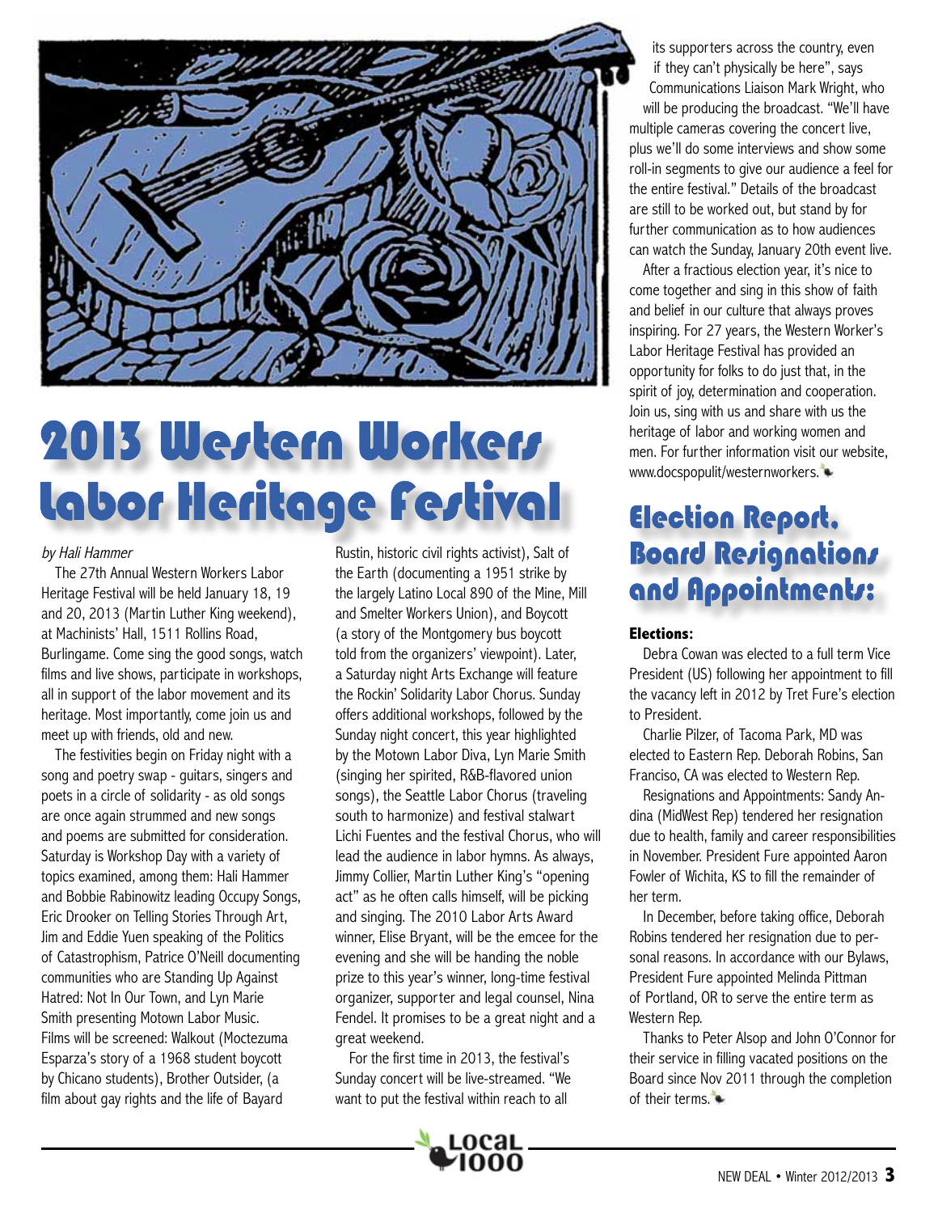# 2013 Western Workers Labor Heritage Festival

*by Hali Hammer*

The 27th Annual Western Workers Labor Heritage Festival will be held January 18, 19 and 20, 2013 (Martin Luther King weekend), at Machinists' Hall, 1511 Rollins Road, Burlingame. Come sing the good songs, watch films and live shows, participate in workshops, all in support of the labor movement and its heritage. Most importantly, come join us and meet up with friends, old and new.

The festivities begin on Friday night with a song and poetry swap - guitars, singers and poets in a circle of solidarity - as old songs are once again strummed and new songs and poems are submitted for consideration. Saturday is Workshop Day with a variety of topics examined, among them: Hali Hammer and Bobbie Rabinowitz leading Occupy Songs, Eric Drooker on Telling Stories Through Art, Jim and Eddie Yuen speaking of the Politics of Catastrophism, Patrice O'Neill documenting communities who are Standing Up Against Hatred: Not In Our Town, and Lyn Marie Smith presenting Motown Labor Music. Films will be screened: Walkout (Moctezuma Esparza's story of a 1968 student boycott by Chicano students), Brother Outsider, (a film about gay rights and the life of Bayard Rustin, historic civil rights activist), Salt of the Earth (documenting a 1951 strike by the largely Latino Local 890 of the Mine, Mill and Smelter Workers Union), and Boycott (a story of the Montgomery bus boycott told from the organizers' viewpoint). Later, a Saturday night Arts Exchange will feature the Rockin' Solidarity Labor Chorus. Sunday offers additional workshops, followed by the Sunday night concert, this year highlighted by the Motown Labor Diva, Lyn Marie Smith (singing her spirited, R&B-flavored union songs), the Seattle Labor Chorus (traveling south to harmonize) and festival stalwart Lichi Fuentes and the festival Chorus, who will lead the audience in labor hymns. As always, Jimmy Collier, Martin Luther King's "opening act" as he often calls himself, will be picking and singing. The 2010 Labor Arts Award winner, Elise Bryant, will be the emcee for the evening and she will be handing the noble prize to this year's winner, long-time festival organizer, supporter and legal counsel, Nina Fendel. It promises to be a great night and a great weekend.

For the first time in 2013, the festival's Sunday concert will be live-streamed. "We want to put the festival within reach to all its supporters across the country, even if they can't physically be here", says Communications Liaison Mark Wright, who will be producing the broadcast. "We'll have multiple cameras covering the concert live, plus we'll do some interviews and show some roll-in segments to give our audience a feel for the entire festival." Details of the broadcast are still to be worked out, but stand by for further communication as to how audiences can watch the Sunday, January 20th event live.

After a fractious election year, it's nice to come together and sing in this show of faith and belief in our culture that always proves inspiring. For 27 years, the Western Worker's Labor Heritage Festival has provided an opportunity for folks to do just that, in the spirit of joy, determination and cooperation. Join us, sing with us and share with us the heritage of labor and working women and men. For further information visit our website, www.docspopulit/westernworkers.

# Election Report, Board Resignations and Appointments:

**Elections:**

Debra Cowan was elected to a full term Vice President (US) following her appointment to fill the vacancy left in 2012 by Tret Fure's election to President.

Charlie Pilzer, of Tacoma Park, MD was elected to Eastern Rep. Deborah Robins, San Franciso, CA was elected to Western Rep.

Resignations and Appointments: Sandy Andina (MidWest Rep) tendered her resignation due to health, family and career responsibilities in November. President Fure appointed Aaron Fowler of Wichita, KS to fill the remainder of her term.

In December, before taking office, Deborah Robins tendered her resignation due to personal reasons. In accordance with our Bylaws, President Fure appointed Melinda Pittman of Portland, OR to serve the entire term as Western Rep.

Thanks to Peter Alsop and John O'Connor for their service in filling vacated positions on the Board since Nov 2011 through the completion of their terms.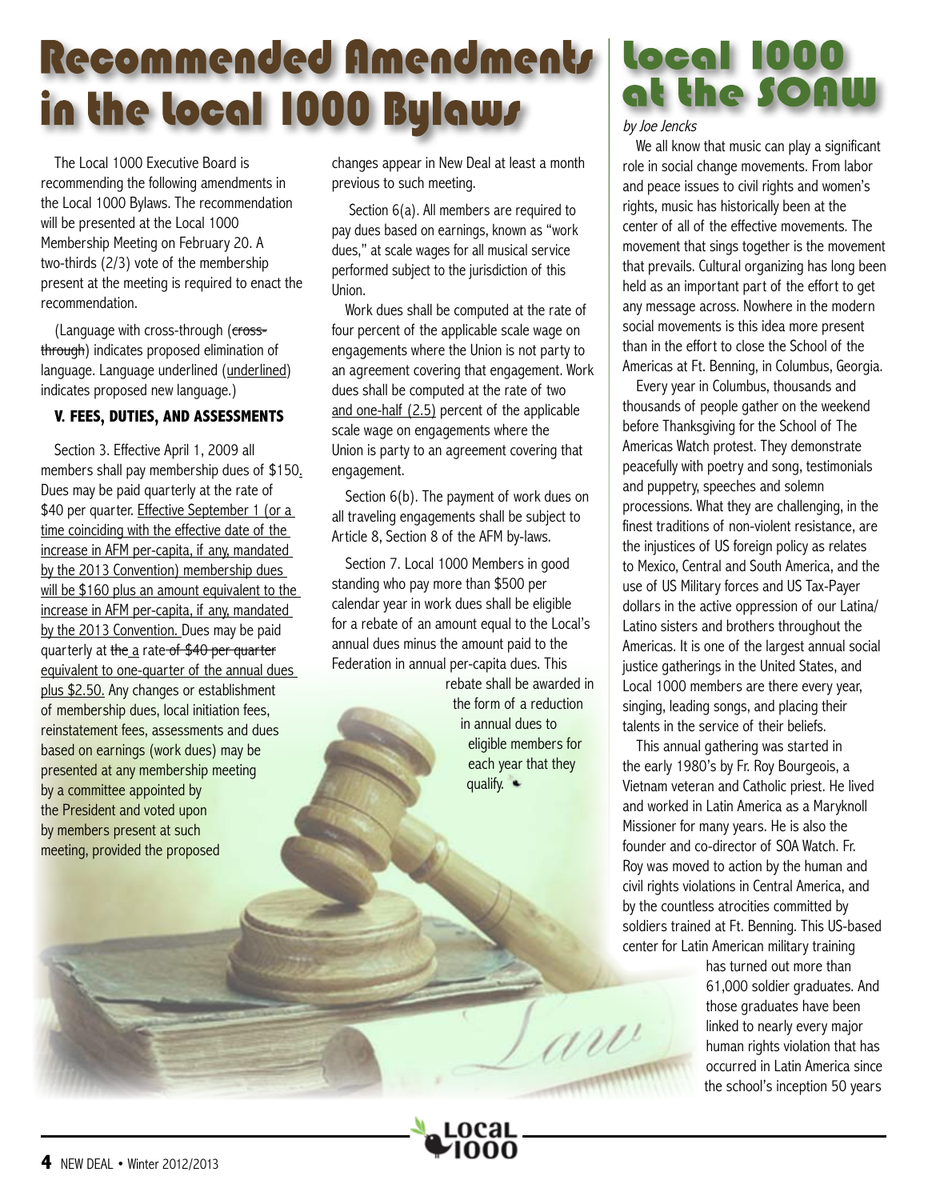# Recommended Amendments in the Local 1000 Bylaws

The Local 1000 Executive Board is recommending the following amendments in the Local 1000 Bylaws. The recommendation will be presented at the Local 1000 Membership Meeting on February 20. A two-thirds (2/3) vote of the membership present at the meeting is required to enact the recommendation.

(Language with cross-through (~~cross-through~~) indicates proposed elimination of language. Language underlined (<u>underlined</u>) indicates proposed new language.)

### V. FEES, DUTIES, AND ASSESSMENTS

Section 3. Effective April 1, 2009 all members shall pay membership dues of $150<u>.</u> Dues may be paid quarterly at the rate of $40 per quarter. <u>Effective September 1 (or a time coinciding with the effective date of the increase in AFM per-capita, if any, mandated by the 2013 Convention) membership dues will be $160 plus an amount equivalent to the increase in AFM per-capita, if any, mandated by the 2013 Convention.</u> Dues may be paid quarterly at ~~the~~ <u>a</u> rate ~~of $40 per quarter~~ <u>equivalent to one-quarter of the annual dues plus $2.50.</u> Any changes or establishment of membership dues, local initiation fees, reinstatement fees, assessments and dues based on earnings (work dues) may be presented at any membership meeting by a committee appointed by the President and voted upon by members present at such meeting, provided the proposed changes appear in New Deal at least a month previous to such meeting.

Section 6(a). All members are required to pay dues based on earnings, known as "work dues," at scale wages for all musical service performed subject to the jurisdiction of this Union.

Work dues shall be computed at the rate of four percent of the applicable scale wage on engagements where the Union is not party to an agreement covering that engagement. Work dues shall be computed at the rate of two <u>and one-half (2.5)</u> percent of the applicable scale wage on engagements where the Union is party to an agreement covering that engagement.

Section 6(b). The payment of work dues on all traveling engagements shall be subject to Article 8, Section 8 of the AFM by-laws.

Section 7. Local 1000 Members in good standing who pay more than $500 per calendar year in work dues shall be eligible for a rebate of an amount equal to the Local's annual dues minus the amount paid to the Federation in annual per-capita dues. This rebate shall be awarded in the form of a reduction in annual dues to eligible members for each year that they qualify.

# Local 1000 at the SOAW

*by Joe Jencks*

We all know that music can play a significant role in social change movements. From labor and peace issues to civil rights and women's rights, music has historically been at the center of all of the effective movements. The movement that sings together is the movement that prevails. Cultural organizing has long been held as an important part of the effort to get any message across. Nowhere in the modern social movements is this idea more present than in the effort to close the School of the Americas at Ft. Benning, in Columbus, Georgia.

Every year in Columbus, thousands and thousands of people gather on the weekend before Thanksgiving for the School of The Americas Watch protest. They demonstrate peacefully with poetry and song, testimonials and puppetry, speeches and solemn processions. What they are challenging, in the finest traditions of non-violent resistance, are the injustices of US foreign policy as relates to Mexico, Central and South America, and the use of US Military forces and US Tax-Payer dollars in the active oppression of our Latina/Latino sisters and brothers throughout the Americas. It is one of the largest annual social justice gatherings in the United States, and Local 1000 members are there every year, singing, leading songs, and placing their talents in the service of their beliefs.

This annual gathering was started in the early 1980's by Fr. Roy Bourgeois, a Vietnam veteran and Catholic priest. He lived and worked in Latin America as a Maryknoll Missioner for many years. He is also the founder and co-director of SOA Watch. Fr. Roy was moved to action by the human and civil rights violations in Central America, and by the countless atrocities committed by soldiers trained at Ft. Benning. This US-based center for Latin American military training has turned out more than 61,000 soldier graduates. And those graduates have been linked to nearly every major human rights violation that has occurred in Latin America since the school's inception 50 years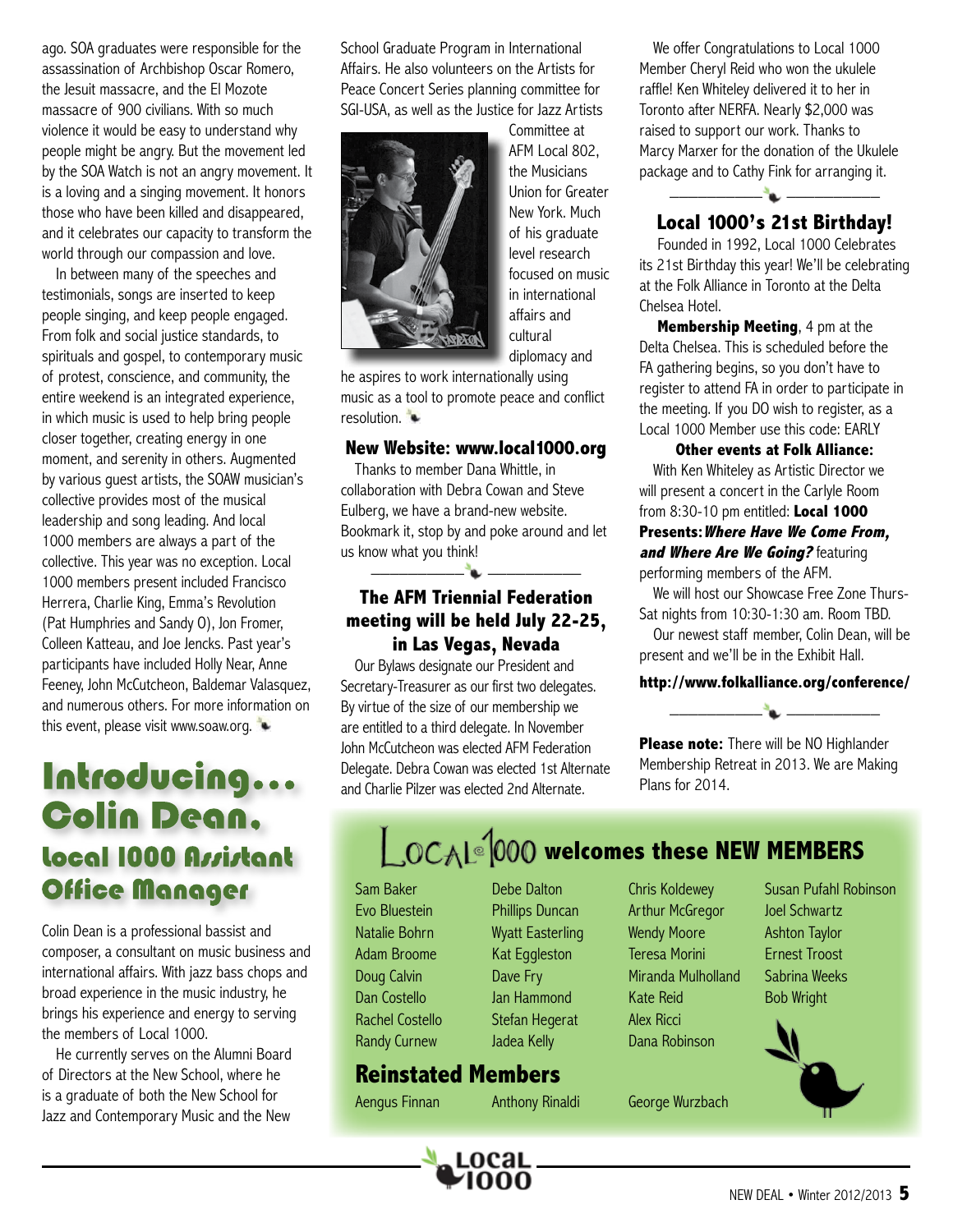ago. SOA graduates were responsible for the assassination of Archbishop Oscar Romero, the Jesuit massacre, and the El Mozote massacre of 900 civilians. With so much violence it would be easy to understand why people might be angry. But the movement led by the SOA Watch is not an angry movement. It is a loving and a singing movement. It honors those who have been killed and disappeared, and it celebrates our capacity to transform the world through our compassion and love.

In between many of the speeches and testimonials, songs are inserted to keep people singing, and keep people engaged. From folk and social justice standards, to spirituals and gospel, to contemporary music of protest, conscience, and community, the entire weekend is an integrated experience, in which music is used to help bring people closer together, creating energy in one moment, and serenity in others. Augmented by various guest artists, the SOAW musician's collective provides most of the musical leadership and song leading. And local 1000 members are always a part of the collective. This year was no exception. Local 1000 members present included Francisco Herrera, Charlie King, Emma's Revolution (Pat Humphries and Sandy O), Jon Fromer, Colleen Katteau, and Joe Jencks. Past year's participants have included Holly Near, Anne Feeney, John McCutcheon, Baldemar Valasquez, and numerous others. For more information on this event, please visit www.soaw.org.

# Introducing... Colin Dean, Local 1000 Assistant Office Manager

Colin Dean is a professional bassist and composer, a consultant on music business and international affairs. With jazz bass chops and broad experience in the music industry, he brings his experience and energy to serving the members of Local 1000.

He currently serves on the Alumni Board of Directors at the New School, where he is a graduate of both the New School for Jazz and Contemporary Music and the New School Graduate Program in International Affairs. He also volunteers on the Artists for Peace Concert Series planning committee for SGI-USA, as well as the Justice for Jazz Artists Committee at AFM Local 802, the Musicians Union for Greater New York. Much of his graduate level research focused on music in international affairs and cultural diplomacy and he aspires to work internationally using music as a tool to promote peace and conflict resolution.

## New Website: www.local1000.org

Thanks to member Dana Whittle, in collaboration with Debra Cowan and Steve Eulberg, we have a brand-new website. Bookmark it, stop by and poke around and let us know what you think!

## The AFM Triennial Federation meeting will be held July 22-25, in Las Vegas, Nevada

Our Bylaws designate our President and Secretary-Treasurer as our first two delegates. By virtue of the size of our membership we are entitled to a third delegate. In November John McCutcheon was elected AFM Federation Delegate. Debra Cowan was elected 1st Alternate and Charlie Pilzer was elected 2nd Alternate.

We offer Congratulations to Local 1000 Member Cheryl Reid who won the ukulele raffle! Ken Whiteley delivered it to her in Toronto after NERFA. Nearly $2,000 was raised to support our work. Thanks to Marcy Marxer for the donation of the Ukulele package and to Cathy Fink for arranging it.

## Local 1000's 21st Birthday!

Founded in 1992, Local 1000 Celebrates its 21st Birthday this year! We'll be celebrating at the Folk Alliance in Toronto at the Delta Chelsea Hotel.

**Membership Meeting**, 4 pm at the Delta Chelsea. This is scheduled before the FA gathering begins, so you don't have to register to attend FA in order to participate in the meeting. If you DO wish to register, as a Local 1000 Member use this code: EARLY

**Other events at Folk Alliance:**

With Ken Whiteley as Artistic Director we will present a concert in the Carlyle Room from 8:30-10 pm entitled: **Local 1000 Presents:** ***Where Have We Come From, and Where Are We Going?*** featuring performing members of the AFM.

We will host our Showcase Free Zone Thurs-Sat nights from 10:30-1:30 am. Room TBD.

Our newest staff member, Colin Dean, will be present and we'll be in the Exhibit Hall.

**http://www.folkalliance.org/conference/**

**Please note:** There will be NO Highlander Membership Retreat in 2013. We are Making Plans for 2014.

## Local 1000 welcomes these NEW MEMBERS

Sam Baker
Evo Bluestein
Natalie Bohrn
Adam Broome
Doug Calvin
Dan Costello
Rachel Costello
Randy Curnew
Debe Dalton
Phillips Duncan
Wyatt Easterling
Kat Eggleston
Dave Fry
Jan Hammond
Stefan Hegerat
Jadea Kelly
Chris Koldewey
Arthur McGregor
Wendy Moore
Teresa Morini
Miranda Mulholland
Kate Reid
Alex Ricci
Dana Robinson
Susan Pufahl Robinson
Joel Schwartz
Ashton Taylor
Ernest Troost
Sabrina Weeks
Bob Wright

## Reinstated Members

Aengus Finnan
Anthony Rinaldi
George Wurzbach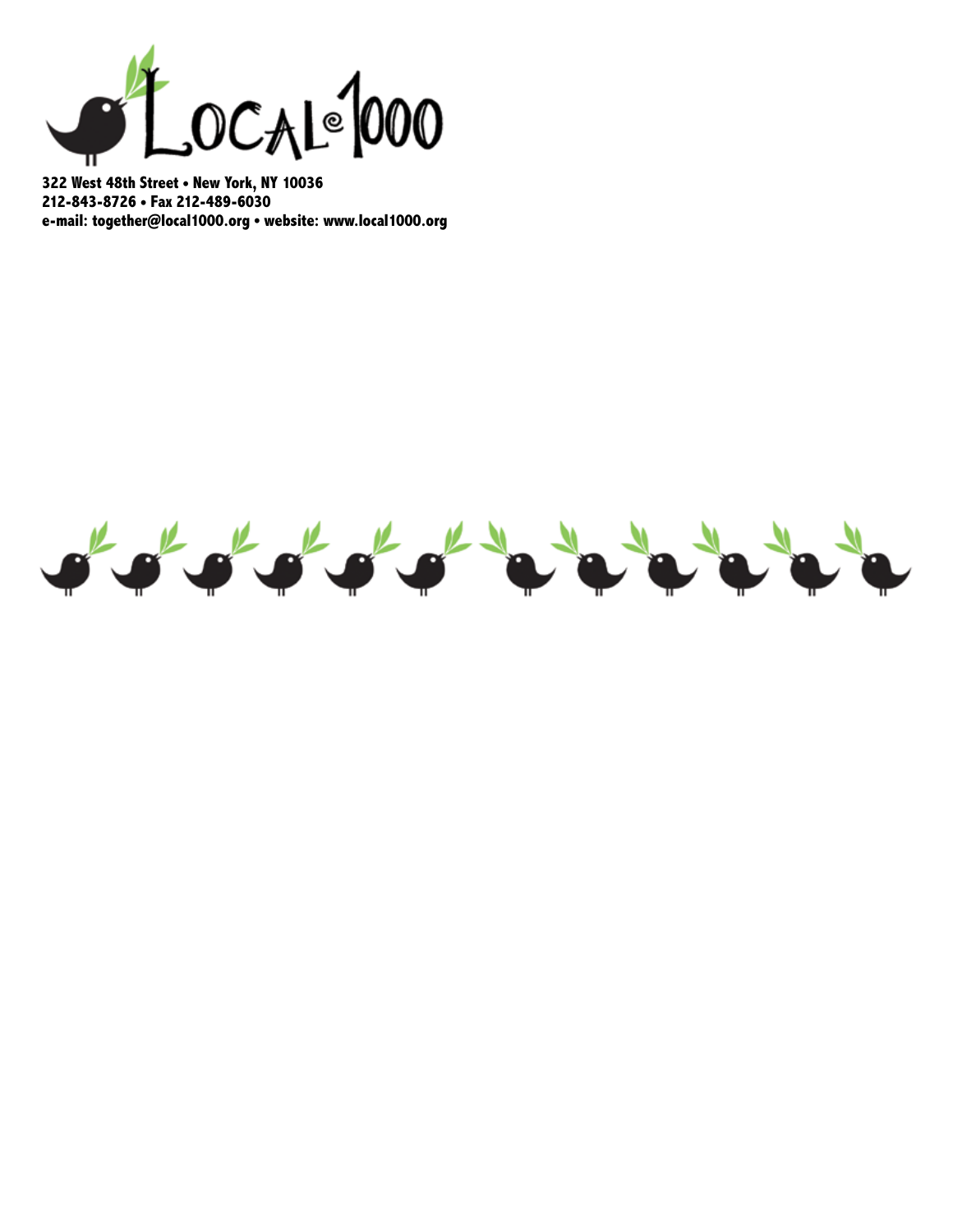LOCAL 1000

322 West 48th Street • New York, NY 10036
212-843-8726 • Fax 212-489-6030
e-mail: together@local1000.org • website: www.local1000.org